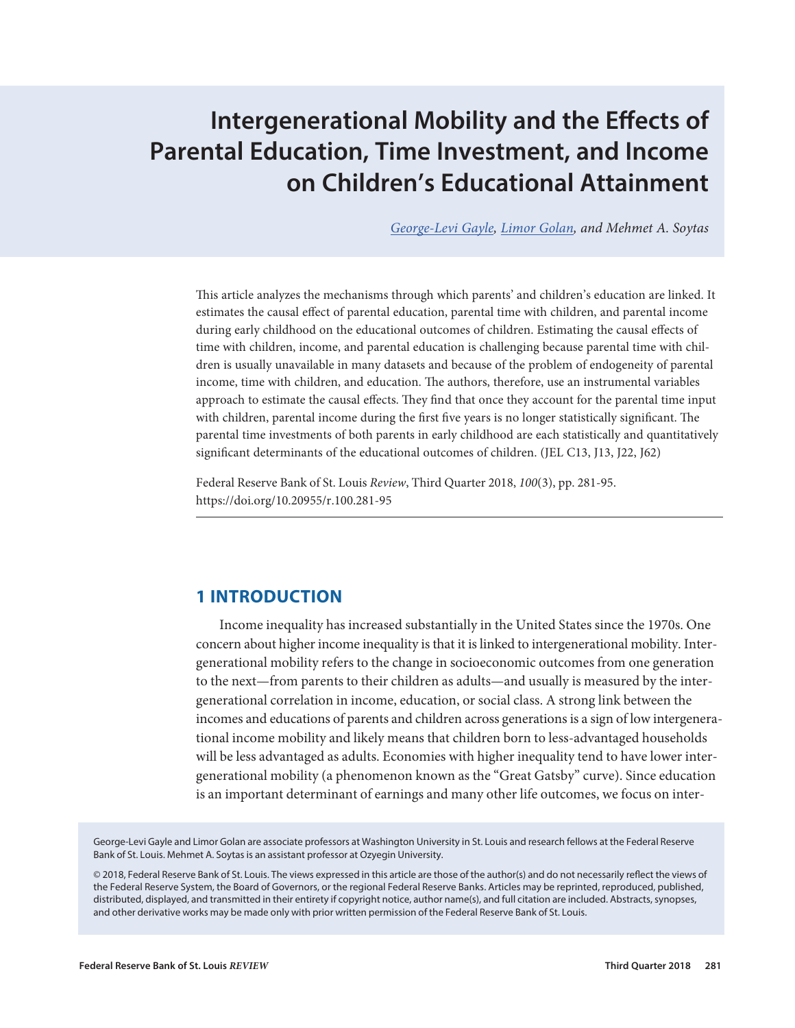# Intergenerational Mobility and the Effects of Parental Education, Time Investment, and Income on Children's Educational Attainment

*George-Levi Gayle, Limor Golan, and Mehmet A. Soytas*

This article analyzes the mechanisms through which parents' and children's education are linked. It estimates the causal effect of parental education, parental time with children, and parental income during early childhood on the educational outcomes of children. Estimating the causal effects of time with children, income, and parental education is challenging because parental time with children is usually unavailable in many datasets and because of the problem of endogeneity of parental income, time with children, and education. The authors, therefore, use an instrumental variables approach to estimate the causal effects. They find that once they account for the parental time input with children, parental income during the first five years is no longer statistically significant. The parental time investments of both parents in early childhood are each statistically and quantitatively significant determinants of the educational outcomes of children. (JEL C13, J13, J22, J62)

Federal Reserve Bank of St. Louis *Review*, Third Quarter 2018, *100*(3), pp. 281-95.
https://doi.org/10.20955/r.100.281-95

## 1 INTRODUCTION

Income inequality has increased substantially in the United States since the 1970s. One concern about higher income inequality is that it is linked to intergenerational mobility. Intergenerational mobility refers to the change in socioeconomic outcomes from one generation to the next—from parents to their children as adults—and usually is measured by the intergenerational correlation in income, education, or social class. A strong link between the incomes and educations of parents and children across generations is a sign of low intergenerational income mobility and likely means that children born to less-advantaged households will be less advantaged as adults. Economies with higher inequality tend to have lower intergenerational mobility (a phenomenon known as the "Great Gatsby" curve). Since education is an important determinant of earnings and many other life outcomes, we focus on inter-

George-Levi Gayle and Limor Golan are associate professors at Washington University in St. Louis and research fellows at the Federal Reserve Bank of St. Louis. Mehmet A. Soytas is an assistant professor at Ozyegin University.

© 2018, Federal Reserve Bank of St. Louis. The views expressed in this article are those of the author(s) and do not necessarily reflect the views of the Federal Reserve System, the Board of Governors, or the regional Federal Reserve Banks. Articles may be reprinted, reproduced, published, distributed, displayed, and transmitted in their entirety if copyright notice, author name(s), and full citation are included. Abstracts, synopses, and other derivative works may be made only with prior written permission of the Federal Reserve Bank of St. Louis.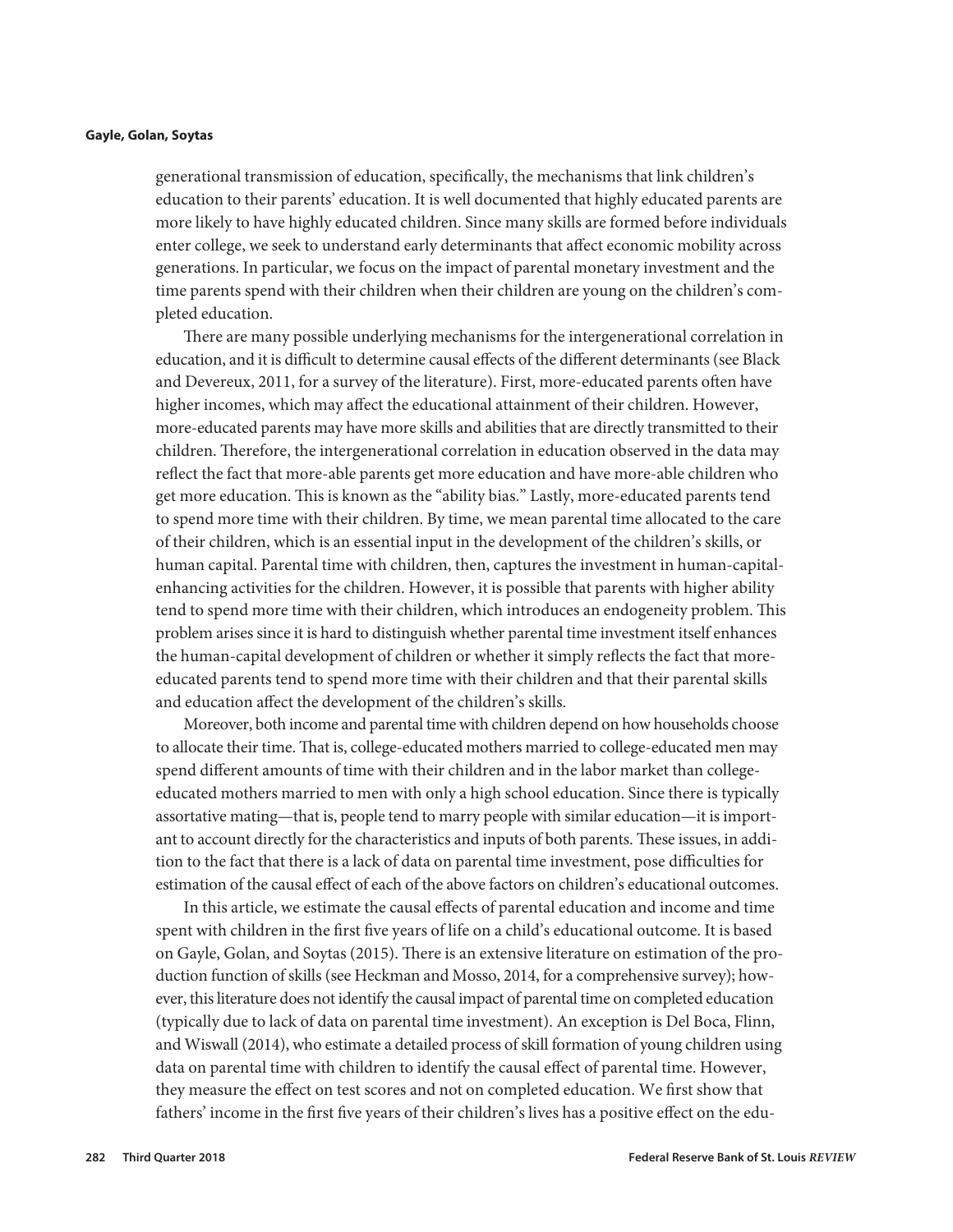generational transmission of education, specifically, the mechanisms that link children's education to their parents' education. It is well documented that highly educated parents are more likely to have highly educated children. Since many skills are formed before individuals enter college, we seek to understand early determinants that affect economic mobility across generations. In particular, we focus on the impact of parental monetary investment and the time parents spend with their children when their children are young on the children's completed education.

There are many possible underlying mechanisms for the intergenerational correlation in education, and it is difficult to determine causal effects of the different determinants (see Black and Devereux, 2011, for a survey of the literature). First, more-educated parents often have higher incomes, which may affect the educational attainment of their children. However, more-educated parents may have more skills and abilities that are directly transmitted to their children. Therefore, the intergenerational correlation in education observed in the data may reflect the fact that more-able parents get more education and have more-able children who get more education. This is known as the "ability bias." Lastly, more-educated parents tend to spend more time with their children. By time, we mean parental time allocated to the care of their children, which is an essential input in the development of the children's skills, or human capital. Parental time with children, then, captures the investment in human-capital-enhancing activities for the children. However, it is possible that parents with higher ability tend to spend more time with their children, which introduces an endogeneity problem. This problem arises since it is hard to distinguish whether parental time investment itself enhances the human-capital development of children or whether it simply reflects the fact that more-educated parents tend to spend more time with their children and that their parental skills and education affect the development of the children's skills.

Moreover, both income and parental time with children depend on how households choose to allocate their time. That is, college-educated mothers married to college-educated men may spend different amounts of time with their children and in the labor market than college-educated mothers married to men with only a high school education. Since there is typically assortative mating—that is, people tend to marry people with similar education—it is important to account directly for the characteristics and inputs of both parents. These issues, in addition to the fact that there is a lack of data on parental time investment, pose difficulties for estimation of the causal effect of each of the above factors on children's educational outcomes.

In this article, we estimate the causal effects of parental education and income and time spent with children in the first five years of life on a child's educational outcome. It is based on Gayle, Golan, and Soytas (2015). There is an extensive literature on estimation of the production function of skills (see Heckman and Mosso, 2014, for a comprehensive survey); however, this literature does not identify the causal impact of parental time on completed education (typically due to lack of data on parental time investment). An exception is Del Boca, Flinn, and Wiswall (2014), who estimate a detailed process of skill formation of young children using data on parental time with children to identify the causal effect of parental time. However, they measure the effect on test scores and not on completed education. We first show that fathers' income in the first five years of their children's lives has a positive effect on the edu-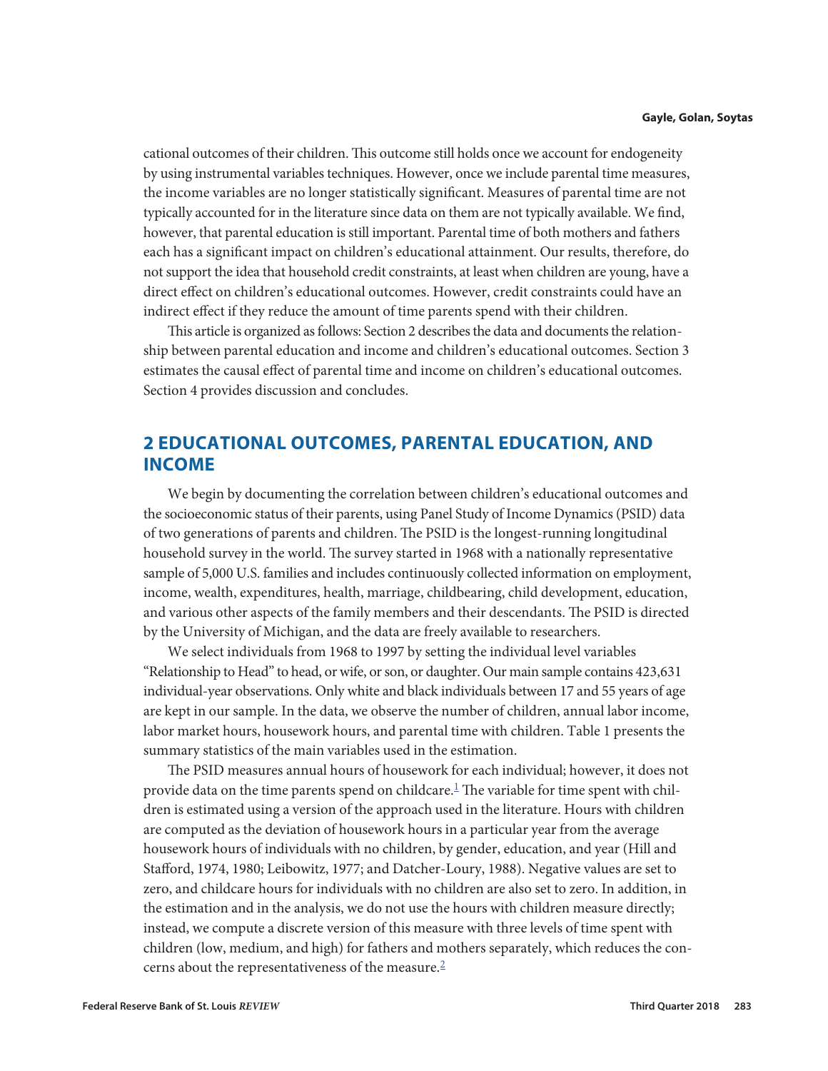cational outcomes of their children. This outcome still holds once we account for endogeneity by using instrumental variables techniques. However, once we include parental time measures, the income variables are no longer statistically significant. Measures of parental time are not typically accounted for in the literature since data on them are not typically available. We find, however, that parental education is still important. Parental time of both mothers and fathers each has a significant impact on children's educational attainment. Our results, therefore, do not support the idea that household credit constraints, at least when children are young, have a direct effect on children's educational outcomes. However, credit constraints could have an indirect effect if they reduce the amount of time parents spend with their children.

This article is organized as follows: Section 2 describes the data and documents the relationship between parental education and income and children's educational outcomes. Section 3 estimates the causal effect of parental time and income on children's educational outcomes. Section 4 provides discussion and concludes.

## 2 EDUCATIONAL OUTCOMES, PARENTAL EDUCATION, AND INCOME

We begin by documenting the correlation between children's educational outcomes and the socioeconomic status of their parents, using Panel Study of Income Dynamics (PSID) data of two generations of parents and children. The PSID is the longest-running longitudinal household survey in the world. The survey started in 1968 with a nationally representative sample of 5,000 U.S. families and includes continuously collected information on employment, income, wealth, expenditures, health, marriage, childbearing, child development, education, and various other aspects of the family members and their descendants. The PSID is directed by the University of Michigan, and the data are freely available to researchers.

We select individuals from 1968 to 1997 by setting the individual level variables "Relationship to Head" to head, or wife, or son, or daughter. Our main sample contains 423,631 individual-year observations. Only white and black individuals between 17 and 55 years of age are kept in our sample. In the data, we observe the number of children, annual labor income, labor market hours, housework hours, and parental time with children. Table 1 presents the summary statistics of the main variables used in the estimation.

The PSID measures annual hours of housework for each individual; however, it does not provide data on the time parents spend on childcare.[1] The variable for time spent with children is estimated using a version of the approach used in the literature. Hours with children are computed as the deviation of housework hours in a particular year from the average housework hours of individuals with no children, by gender, education, and year (Hill and Stafford, 1974, 1980; Leibowitz, 1977; and Datcher-Loury, 1988). Negative values are set to zero, and childcare hours for individuals with no children are also set to zero. In addition, in the estimation and in the analysis, we do not use the hours with children measure directly; instead, we compute a discrete version of this measure with three levels of time spent with children (low, medium, and high) for fathers and mothers separately, which reduces the concerns about the representativeness of the measure.[2]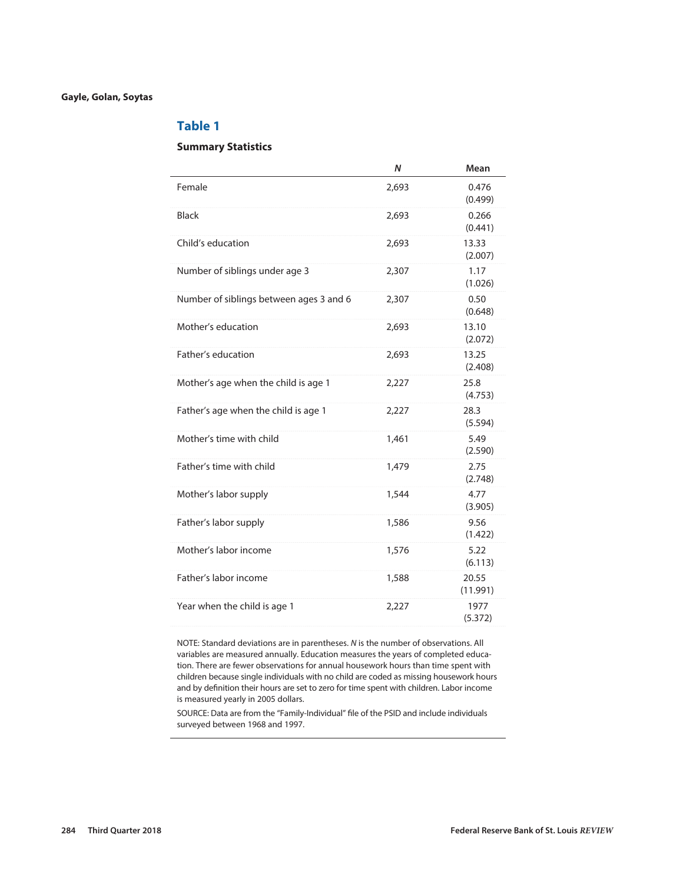## Table 1

### Summary Statistics

| | *N* | Mean |
|---|---|---|
| Female | 2,693 | 0.476 (0.499) |
| Black | 2,693 | 0.266 (0.441) |
| Child's education | 2,693 | 13.33 (2.007) |
| Number of siblings under age 3 | 2,307 | 1.17 (1.026) |
| Number of siblings between ages 3 and 6 | 2,307 | 0.50 (0.648) |
| Mother's education | 2,693 | 13.10 (2.072) |
| Father's education | 2,693 | 13.25 (2.408) |
| Mother's age when the child is age 1 | 2,227 | 25.8 (4.753) |
| Father's age when the child is age 1 | 2,227 | 28.3 (5.594) |
| Mother's time with child | 1,461 | 5.49 (2.590) |
| Father's time with child | 1,479 | 2.75 (2.748) |
| Mother's labor supply | 1,544 | 4.77 (3.905) |
| Father's labor supply | 1,586 | 9.56 (1.422) |
| Mother's labor income | 1,576 | 5.22 (6.113) |
| Father's labor income | 1,588 | 20.55 (11.991) |
| Year when the child is age 1 | 2,227 | 1977 (5.372) |

NOTE: Standard deviations are in parentheses. *N* is the number of observations. All variables are measured annually. Education measures the years of completed education. There are fewer observations for annual housework hours than time spent with children because single individuals with no child are coded as missing housework hours and by definition their hours are set to zero for time spent with children. Labor income is measured yearly in 2005 dollars.

SOURCE: Data are from the "Family-Individual" file of the PSID and include individuals surveyed between 1968 and 1997.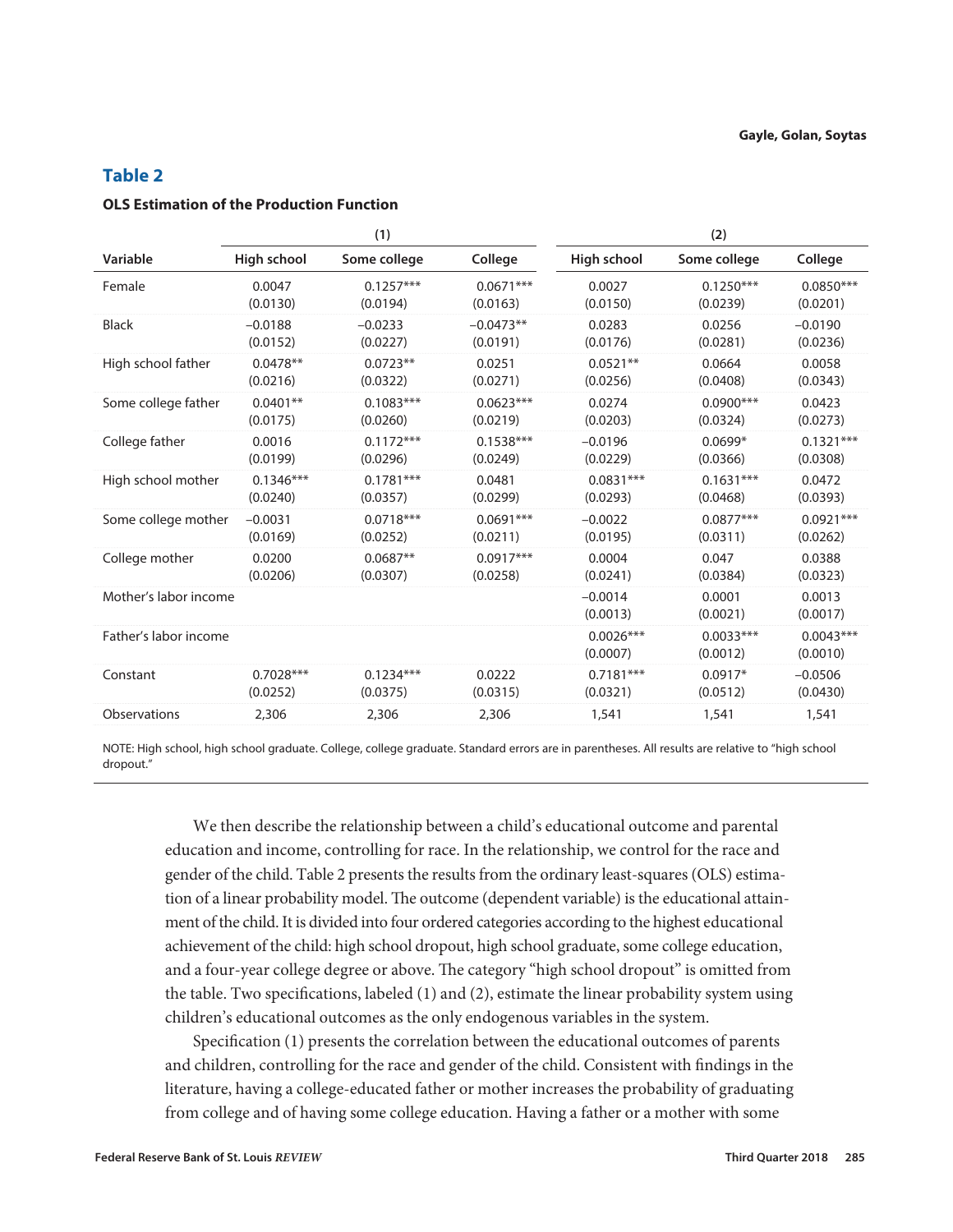## Table 2

**OLS Estimation of the Production Function**

| | (1) | | | (2) | | |
|---|---|---|---|---|---|---|
| Variable | High school | Some college | College | High school | Some college | College |
| Female | 0.0047 | 0.1257*** | 0.0671*** | 0.0027 | 0.1250*** | 0.0850*** |
| | (0.0130) | (0.0194) | (0.0163) | (0.0150) | (0.0239) | (0.0201) |
| Black | −0.0188 | −0.0233 | −0.0473** | 0.0283 | 0.0256 | −0.0190 |
| | (0.0152) | (0.0227) | (0.0191) | (0.0176) | (0.0281) | (0.0236) |
| High school father | 0.0478** | 0.0723** | 0.0251 | 0.0521** | 0.0664 | 0.0058 |
| | (0.0216) | (0.0322) | (0.0271) | (0.0256) | (0.0408) | (0.0343) |
| Some college father | 0.0401** | 0.1083*** | 0.0623*** | 0.0274 | 0.0900*** | 0.0423 |
| | (0.0175) | (0.0260) | (0.0219) | (0.0203) | (0.0324) | (0.0273) |
| College father | 0.0016 | 0.1172*** | 0.1538*** | −0.0196 | 0.0699* | 0.1321*** |
| | (0.0199) | (0.0296) | (0.0249) | (0.0229) | (0.0366) | (0.0308) |
| High school mother | 0.1346*** | 0.1781*** | 0.0481 | 0.0831*** | 0.1631*** | 0.0472 |
| | (0.0240) | (0.0357) | (0.0299) | (0.0293) | (0.0468) | (0.0393) |
| Some college mother | −0.0031 | 0.0718*** | 0.0691*** | −0.0022 | 0.0877*** | 0.0921*** |
| | (0.0169) | (0.0252) | (0.0211) | (0.0195) | (0.0311) | (0.0262) |
| College mother | 0.0200 | 0.0687** | 0.0917*** | 0.0004 | 0.047 | 0.0388 |
| | (0.0206) | (0.0307) | (0.0258) | (0.0241) | (0.0384) | (0.0323) |
| Mother's labor income | | | | −0.0014 | 0.0001 | 0.0013 |
| | | | | (0.0013) | (0.0021) | (0.0017) |
| Father's labor income | | | | 0.0026*** | 0.0033*** | 0.0043*** |
| | | | | (0.0007) | (0.0012) | (0.0010) |
| Constant | 0.7028*** | 0.1234*** | 0.0222 | 0.7181*** | 0.0917* | −0.0506 |
| | (0.0252) | (0.0375) | (0.0315) | (0.0321) | (0.0512) | (0.0430) |
| Observations | 2,306 | 2,306 | 2,306 | 1,541 | 1,541 | 1,541 |

NOTE: High school, high school graduate. College, college graduate. Standard errors are in parentheses. All results are relative to "high school dropout."

We then describe the relationship between a child's educational outcome and parental education and income, controlling for race. In the relationship, we control for the race and gender of the child. Table 2 presents the results from the ordinary least-squares (OLS) estimation of a linear probability model. The outcome (dependent variable) is the educational attainment of the child. It is divided into four ordered categories according to the highest educational achievement of the child: high school dropout, high school graduate, some college education, and a four-year college degree or above. The category "high school dropout" is omitted from the table. Two specifications, labeled (1) and (2), estimate the linear probability system using children's educational outcomes as the only endogenous variables in the system.

Specification (1) presents the correlation between the educational outcomes of parents and children, controlling for the race and gender of the child. Consistent with findings in the literature, having a college-educated father or mother increases the probability of graduating from college and of having some college education. Having a father or a mother with some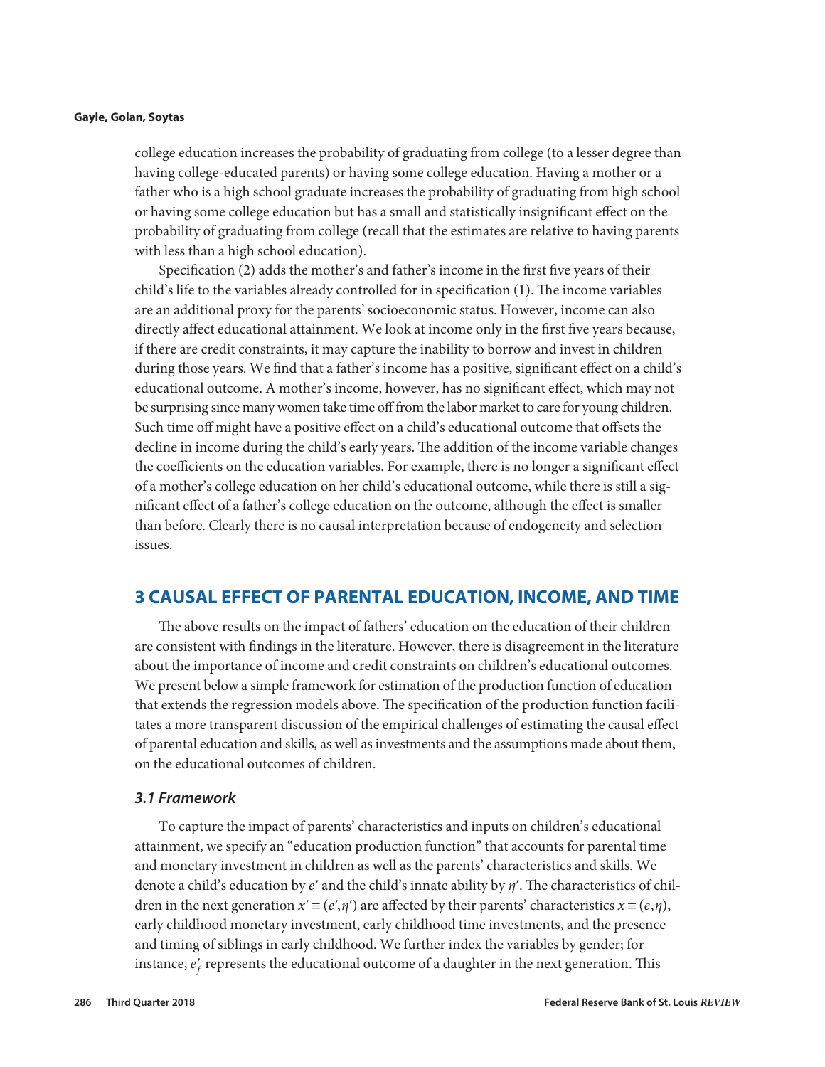college education increases the probability of graduating from college (to a lesser degree than having college-educated parents) or having some college education. Having a mother or a father who is a high school graduate increases the probability of graduating from high school or having some college education but has a small and statistically insignificant effect on the probability of graduating from college (recall that the estimates are relative to having parents with less than a high school education).

Specification (2) adds the mother's and father's income in the first five years of their child's life to the variables already controlled for in specification (1). The income variables are an additional proxy for the parents' socioeconomic status. However, income can also directly affect educational attainment. We look at income only in the first five years because, if there are credit constraints, it may capture the inability to borrow and invest in children during those years. We find that a father's income has a positive, significant effect on a child's educational outcome. A mother's income, however, has no significant effect, which may not be surprising since many women take time off from the labor market to care for young children. Such time off might have a positive effect on a child's educational outcome that offsets the decline in income during the child's early years. The addition of the income variable changes the coefficients on the education variables. For example, there is no longer a significant effect of a mother's college education on her child's educational outcome, while there is still a significant effect of a father's college education on the outcome, although the effect is smaller than before. Clearly there is no causal interpretation because of endogeneity and selection issues.

## 3 CAUSAL EFFECT OF PARENTAL EDUCATION, INCOME, AND TIME

The above results on the impact of fathers' education on the education of their children are consistent with findings in the literature. However, there is disagreement in the literature about the importance of income and credit constraints on children's educational outcomes. We present below a simple framework for estimation of the production function of education that extends the regression models above. The specification of the production function facilitates a more transparent discussion of the empirical challenges of estimating the causal effect of parental education and skills, as well as investments and the assumptions made about them, on the educational outcomes of children.

### *3.1 Framework*

To capture the impact of parents' characteristics and inputs on children's educational attainment, we specify an "education production function" that accounts for parental time and monetary investment in children as well as the parents' characteristics and skills. We denote a child's education by $e'$ and the child's innate ability by $\eta'$. The characteristics of children in the next generation $x' \equiv (e',\eta')$ are affected by their parents' characteristics $x \equiv (e,\eta)$, early childhood monetary investment, early childhood time investments, and the presence and timing of siblings in early childhood. We further index the variables by gender; for instance, $e'_f$ represents the educational outcome of a daughter in the next generation. This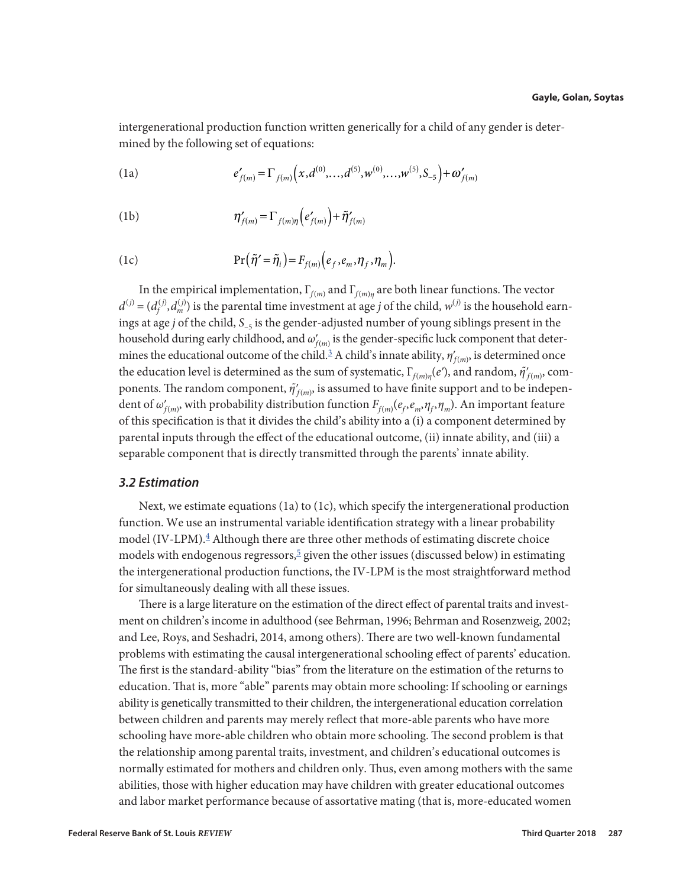intergenerational production function written generically for a child of any gender is determined by the following set of equations:

$$e'_{f(m)} = \Gamma_{f(m)}\left(x, d^{(0)}, \ldots, d^{(5)}, w^{(0)}, \ldots, w^{(5)}, S_{-5}\right) + \omega'_{f(m)} \tag{1a}$$

$$\eta'_{f(m)} = \Gamma_{f(m)\eta}\left(e'_{f(m)}\right) + \tilde{\eta}'_{f(m)} \tag{1b}$$

$$\Pr\left(\tilde{\eta}' = \tilde{\eta}_i\right) = F_{f(m)}\left(e_f, e_m, \eta_f, \eta_m\right). \tag{1c}$$

In the empirical implementation, $\Gamma_{f(m)}$ and $\Gamma_{f(m)\eta}$ are both linear functions. The vector $d^{(j)} = (d_f^{(j)}, d_m^{(j)})$ is the parental time investment at age *j* of the child, $w^{(j)}$ is the household earnings at age *j* of the child, $S_{-5}$ is the gender-adjusted number of young siblings present in the household during early childhood, and $\omega'_{f(m)}$ is the gender-specific luck component that determines the educational outcome of the child.[3] A child's innate ability, $\eta'_{f(m)}$, is determined once the education level is determined as the sum of systematic, $\Gamma_{f(m)\eta}(e')$, and random, $\tilde{\eta}'_{f(m)}$, components. The random component, $\tilde{\eta}'_{f(m)}$, is assumed to have finite support and to be independent of $\omega'_{f(m)}$, with probability distribution function $F_{f(m)}(e_f, e_m, \eta_f, \eta_m)$. An important feature of this specification is that it divides the child's ability into a (i) a component determined by parental inputs through the effect of the educational outcome, (ii) innate ability, and (iii) a separable component that is directly transmitted through the parents' innate ability.

### 3.2 Estimation

Next, we estimate equations (1a) to (1c), which specify the intergenerational production function. We use an instrumental variable identification strategy with a linear probability model (IV-LPM).[4] Although there are three other methods of estimating discrete choice models with endogenous regressors,[5] given the other issues (discussed below) in estimating the intergenerational production functions, the IV-LPM is the most straightforward method for simultaneously dealing with all these issues.

There is a large literature on the estimation of the direct effect of parental traits and investment on children's income in adulthood (see Behrman, 1996; Behrman and Rosenzweig, 2002; and Lee, Roys, and Seshadri, 2014, among others). There are two well-known fundamental problems with estimating the causal intergenerational schooling effect of parents' education. The first is the standard-ability "bias" from the literature on the estimation of the returns to education. That is, more "able" parents may obtain more schooling: If schooling or earnings ability is genetically transmitted to their children, the intergenerational education correlation between children and parents may merely reflect that more-able parents who have more schooling have more-able children who obtain more schooling. The second problem is that the relationship among parental traits, investment, and children's educational outcomes is normally estimated for mothers and children only. Thus, even among mothers with the same abilities, those with higher education may have children with greater educational outcomes and labor market performance because of assortative mating (that is, more-educated women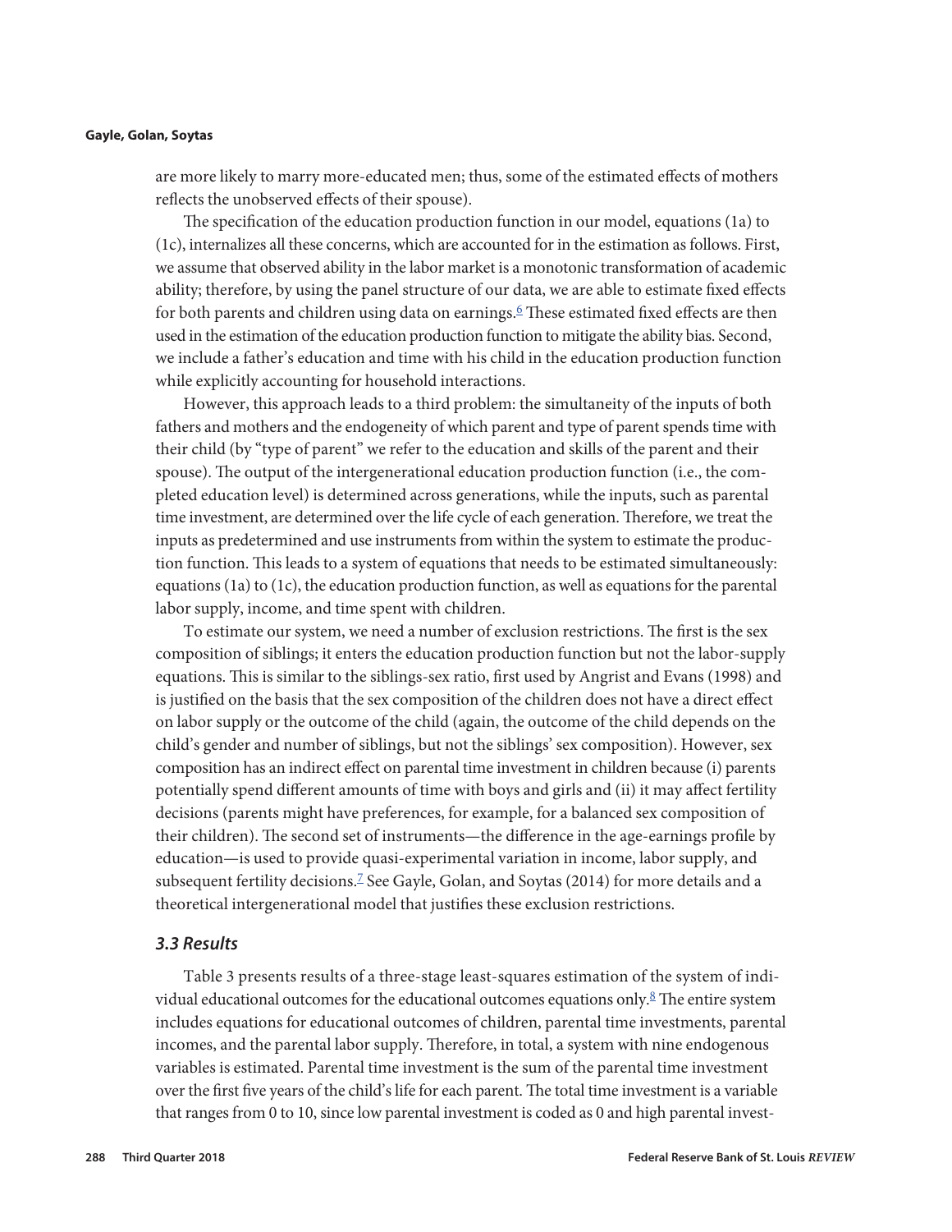are more likely to marry more-educated men; thus, some of the estimated effects of mothers reflects the unobserved effects of their spouse).

The specification of the education production function in our model, equations (1a) to (1c), internalizes all these concerns, which are accounted for in the estimation as follows. First, we assume that observed ability in the labor market is a monotonic transformation of academic ability; therefore, by using the panel structure of our data, we are able to estimate fixed effects for both parents and children using data on earnings.[6] These estimated fixed effects are then used in the estimation of the education production function to mitigate the ability bias. Second, we include a father's education and time with his child in the education production function while explicitly accounting for household interactions.

However, this approach leads to a third problem: the simultaneity of the inputs of both fathers and mothers and the endogeneity of which parent and type of parent spends time with their child (by "type of parent" we refer to the education and skills of the parent and their spouse). The output of the intergenerational education production function (i.e., the completed education level) is determined across generations, while the inputs, such as parental time investment, are determined over the life cycle of each generation. Therefore, we treat the inputs as predetermined and use instruments from within the system to estimate the production function. This leads to a system of equations that needs to be estimated simultaneously: equations (1a) to (1c), the education production function, as well as equations for the parental labor supply, income, and time spent with children.

To estimate our system, we need a number of exclusion restrictions. The first is the sex composition of siblings; it enters the education production function but not the labor-supply equations. This is similar to the siblings-sex ratio, first used by Angrist and Evans (1998) and is justified on the basis that the sex composition of the children does not have a direct effect on labor supply or the outcome of the child (again, the outcome of the child depends on the child's gender and number of siblings, but not the siblings' sex composition). However, sex composition has an indirect effect on parental time investment in children because (i) parents potentially spend different amounts of time with boys and girls and (ii) it may affect fertility decisions (parents might have preferences, for example, for a balanced sex composition of their children). The second set of instruments—the difference in the age-earnings profile by education—is used to provide quasi-experimental variation in income, labor supply, and subsequent fertility decisions.[7] See Gayle, Golan, and Soytas (2014) for more details and a theoretical intergenerational model that justifies these exclusion restrictions.

### *3.3 Results*

Table 3 presents results of a three-stage least-squares estimation of the system of individual educational outcomes for the educational outcomes equations only.[8] The entire system includes equations for educational outcomes of children, parental time investments, parental incomes, and the parental labor supply. Therefore, in total, a system with nine endogenous variables is estimated. Parental time investment is the sum of the parental time investment over the first five years of the child's life for each parent. The total time investment is a variable that ranges from 0 to 10, since low parental investment is coded as 0 and high parental invest-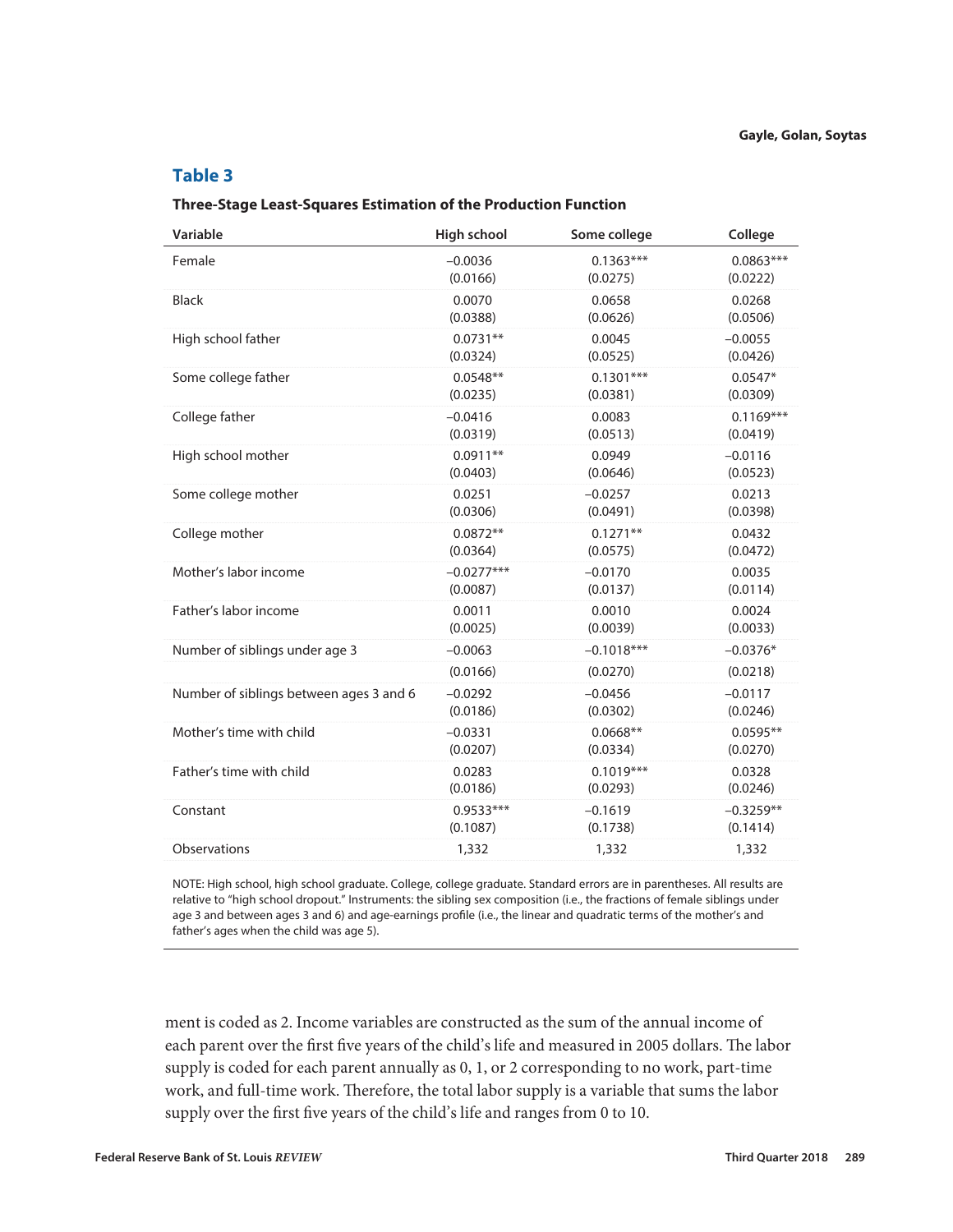## Table 3

**Three-Stage Least-Squares Estimation of the Production Function**

| Variable | High school | Some college | College |
|---|---|---|---|
| Female | −0.0036 | 0.1363*** | 0.0863*** |
| | (0.0166) | (0.0275) | (0.0222) |
| Black | 0.0070 | 0.0658 | 0.0268 |
| | (0.0388) | (0.0626) | (0.0506) |
| High school father | 0.0731** | 0.0045 | −0.0055 |
| | (0.0324) | (0.0525) | (0.0426) |
| Some college father | 0.0548** | 0.1301*** | 0.0547* |
| | (0.0235) | (0.0381) | (0.0309) |
| College father | −0.0416 | 0.0083 | 0.1169*** |
| | (0.0319) | (0.0513) | (0.0419) |
| High school mother | 0.0911** | 0.0949 | −0.0116 |
| | (0.0403) | (0.0646) | (0.0523) |
| Some college mother | 0.0251 | −0.0257 | 0.0213 |
| | (0.0306) | (0.0491) | (0.0398) |
| College mother | 0.0872** | 0.1271** | 0.0432 |
| | (0.0364) | (0.0575) | (0.0472) |
| Mother's labor income | −0.0277*** | −0.0170 | 0.0035 |
| | (0.0087) | (0.0137) | (0.0114) |
| Father's labor income | 0.0011 | 0.0010 | 0.0024 |
| | (0.0025) | (0.0039) | (0.0033) |
| Number of siblings under age 3 | −0.0063 | −0.1018*** | −0.0376* |
| | (0.0166) | (0.0270) | (0.0218) |
| Number of siblings between ages 3 and 6 | −0.0292 | −0.0456 | −0.0117 |
| | (0.0186) | (0.0302) | (0.0246) |
| Mother's time with child | −0.0331 | 0.0668** | 0.0595** |
| | (0.0207) | (0.0334) | (0.0270) |
| Father's time with child | 0.0283 | 0.1019*** | 0.0328 |
| | (0.0186) | (0.0293) | (0.0246) |
| Constant | 0.9533*** | −0.1619 | −0.3259** |
| | (0.1087) | (0.1738) | (0.1414) |
| Observations | 1,332 | 1,332 | 1,332 |

NOTE: High school, high school graduate. College, college graduate. Standard errors are in parentheses. All results are relative to "high school dropout." Instruments: the sibling sex composition (i.e., the fractions of female siblings under age 3 and between ages 3 and 6) and age-earnings profile (i.e., the linear and quadratic terms of the mother's and father's ages when the child was age 5).

ment is coded as 2. Income variables are constructed as the sum of the annual income of each parent over the first five years of the child's life and measured in 2005 dollars. The labor supply is coded for each parent annually as 0, 1, or 2 corresponding to no work, part-time work, and full-time work. Therefore, the total labor supply is a variable that sums the labor supply over the first five years of the child's life and ranges from 0 to 10.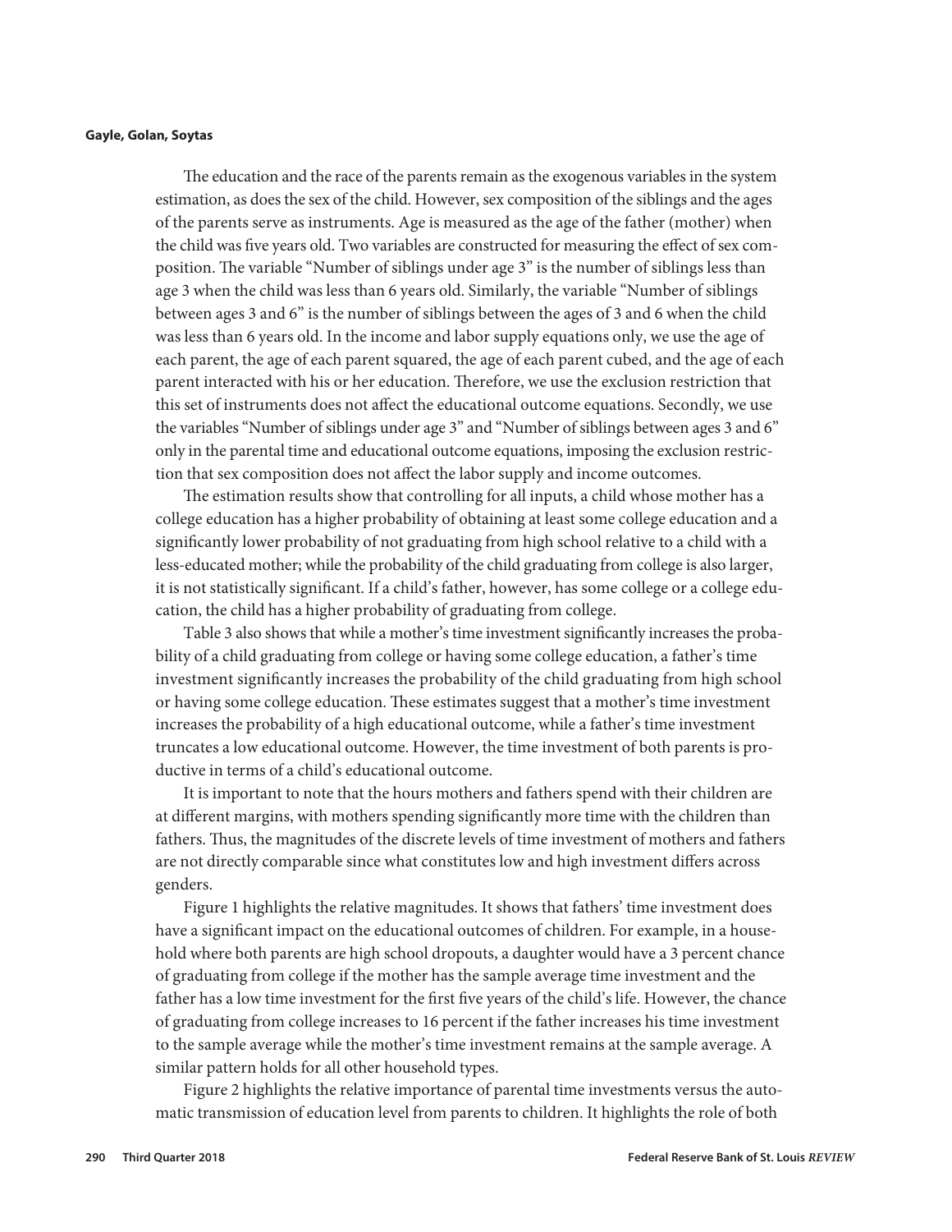The education and the race of the parents remain as the exogenous variables in the system estimation, as does the sex of the child. However, sex composition of the siblings and the ages of the parents serve as instruments. Age is measured as the age of the father (mother) when the child was five years old. Two variables are constructed for measuring the effect of sex composition. The variable "Number of siblings under age 3" is the number of siblings less than age 3 when the child was less than 6 years old. Similarly, the variable "Number of siblings between ages 3 and 6" is the number of siblings between the ages of 3 and 6 when the child was less than 6 years old. In the income and labor supply equations only, we use the age of each parent, the age of each parent squared, the age of each parent cubed, and the age of each parent interacted with his or her education. Therefore, we use the exclusion restriction that this set of instruments does not affect the educational outcome equations. Secondly, we use the variables "Number of siblings under age 3" and "Number of siblings between ages 3 and 6" only in the parental time and educational outcome equations, imposing the exclusion restriction that sex composition does not affect the labor supply and income outcomes.

The estimation results show that controlling for all inputs, a child whose mother has a college education has a higher probability of obtaining at least some college education and a significantly lower probability of not graduating from high school relative to a child with a less-educated mother; while the probability of the child graduating from college is also larger, it is not statistically significant. If a child's father, however, has some college or a college education, the child has a higher probability of graduating from college.

Table 3 also shows that while a mother's time investment significantly increases the probability of a child graduating from college or having some college education, a father's time investment significantly increases the probability of the child graduating from high school or having some college education. These estimates suggest that a mother's time investment increases the probability of a high educational outcome, while a father's time investment truncates a low educational outcome. However, the time investment of both parents is productive in terms of a child's educational outcome.

It is important to note that the hours mothers and fathers spend with their children are at different margins, with mothers spending significantly more time with the children than fathers. Thus, the magnitudes of the discrete levels of time investment of mothers and fathers are not directly comparable since what constitutes low and high investment differs across genders.

Figure 1 highlights the relative magnitudes. It shows that fathers' time investment does have a significant impact on the educational outcomes of children. For example, in a household where both parents are high school dropouts, a daughter would have a 3 percent chance of graduating from college if the mother has the sample average time investment and the father has a low time investment for the first five years of the child's life. However, the chance of graduating from college increases to 16 percent if the father increases his time investment to the sample average while the mother's time investment remains at the sample average. A similar pattern holds for all other household types.

Figure 2 highlights the relative importance of parental time investments versus the automatic transmission of education level from parents to children. It highlights the role of both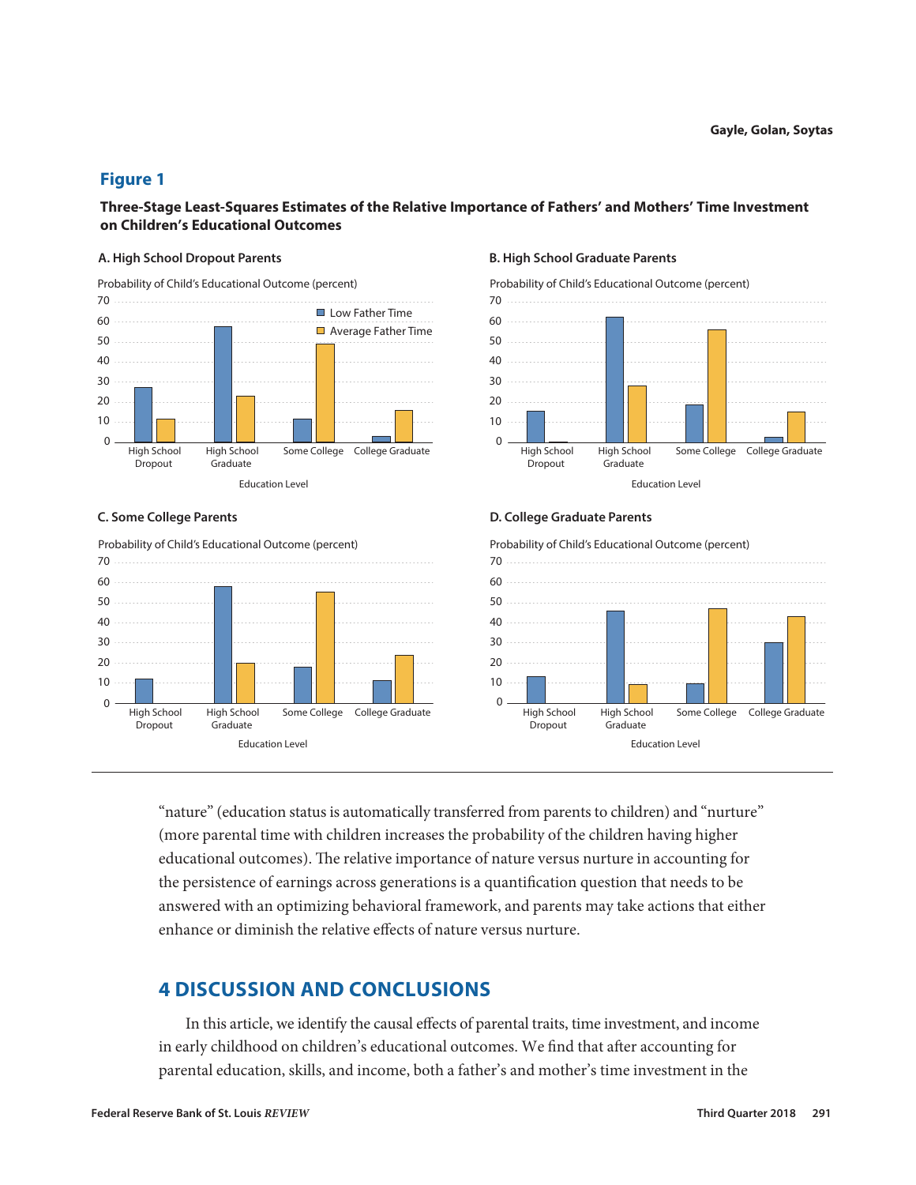## Figure 1

**Three-Stage Least-Squares Estimates of the Relative Importance of Fathers' and Mothers' Time Investment on Children's Educational Outcomes**

**A. High School Dropout Parents**

Probability of Child's Educational Outcome (percent)

Low Father Time / Average Father Time

Education Level: High School Dropout, High School Graduate, Some College, College Graduate

**B. High School Graduate Parents**

Probability of Child's Educational Outcome (percent)

Education Level: High School Dropout, High School Graduate, Some College, College Graduate

**C. Some College Parents**

Probability of Child's Educational Outcome (percent)

Education Level: High School Dropout, High School Graduate, Some College, College Graduate

**D. College Graduate Parents**

Probability of Child's Educational Outcome (percent)

Education Level: High School Dropout, High School Graduate, Some College, College Graduate

"nature" (education status is automatically transferred from parents to children) and "nurture" (more parental time with children increases the probability of the children having higher educational outcomes). The relative importance of nature versus nurture in accounting for the persistence of earnings across generations is a quantification question that needs to be answered with an optimizing behavioral framework, and parents may take actions that either enhance or diminish the relative effects of nature versus nurture.

## 4 DISCUSSION AND CONCLUSIONS

In this article, we identify the causal effects of parental traits, time investment, and income in early childhood on children's educational outcomes. We find that after accounting for parental education, skills, and income, both a father's and mother's time investment in the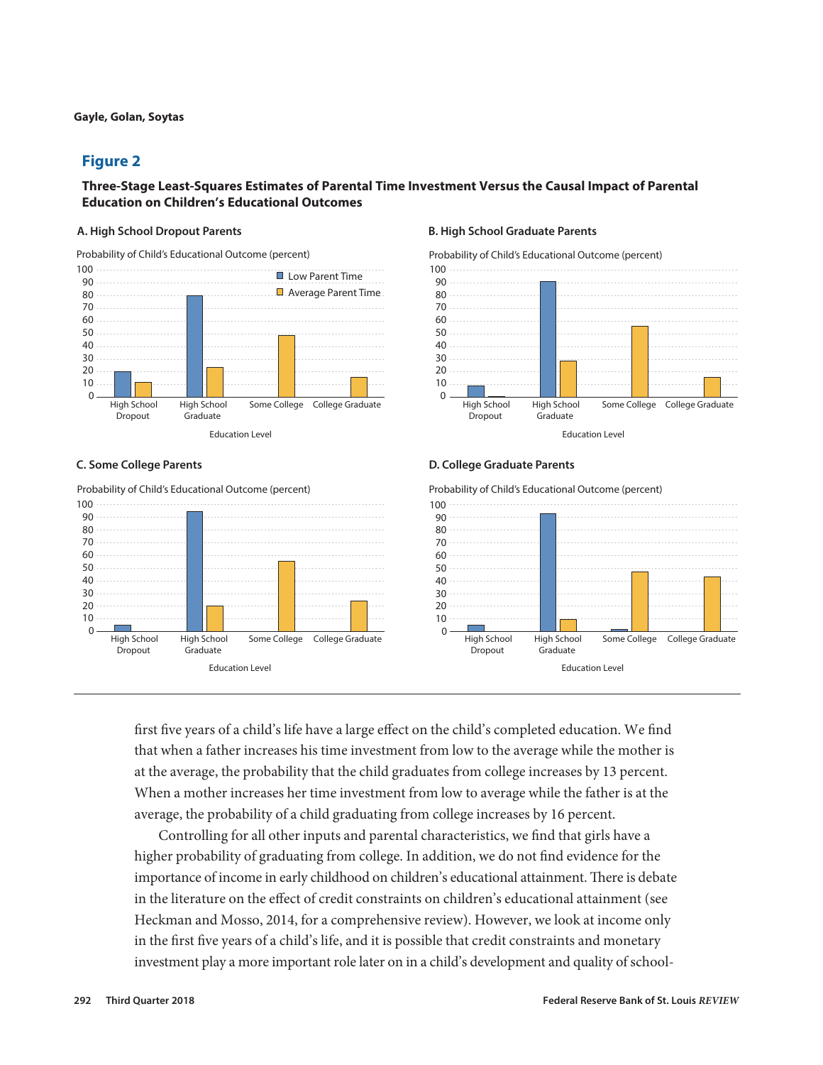## Figure 2

**Three-Stage Least-Squares Estimates of Parental Time Investment Versus the Causal Impact of Parental Education on Children's Educational Outcomes**

**A. High School Dropout Parents**

**B. High School Graduate Parents**

**C. Some College Parents**

**D. College Graduate Parents**

first five years of a child's life have a large effect on the child's completed education. We find that when a father increases his time investment from low to the average while the mother is at the average, the probability that the child graduates from college increases by 13 percent. When a mother increases her time investment from low to average while the father is at the average, the probability of a child graduating from college increases by 16 percent.

Controlling for all other inputs and parental characteristics, we find that girls have a higher probability of graduating from college. In addition, we do not find evidence for the importance of income in early childhood on children's educational attainment. There is debate in the literature on the effect of credit constraints on children's educational attainment (see Heckman and Mosso, 2014, for a comprehensive review). However, we look at income only in the first five years of a child's life, and it is possible that credit constraints and monetary investment play a more important role later on in a child's development and quality of school-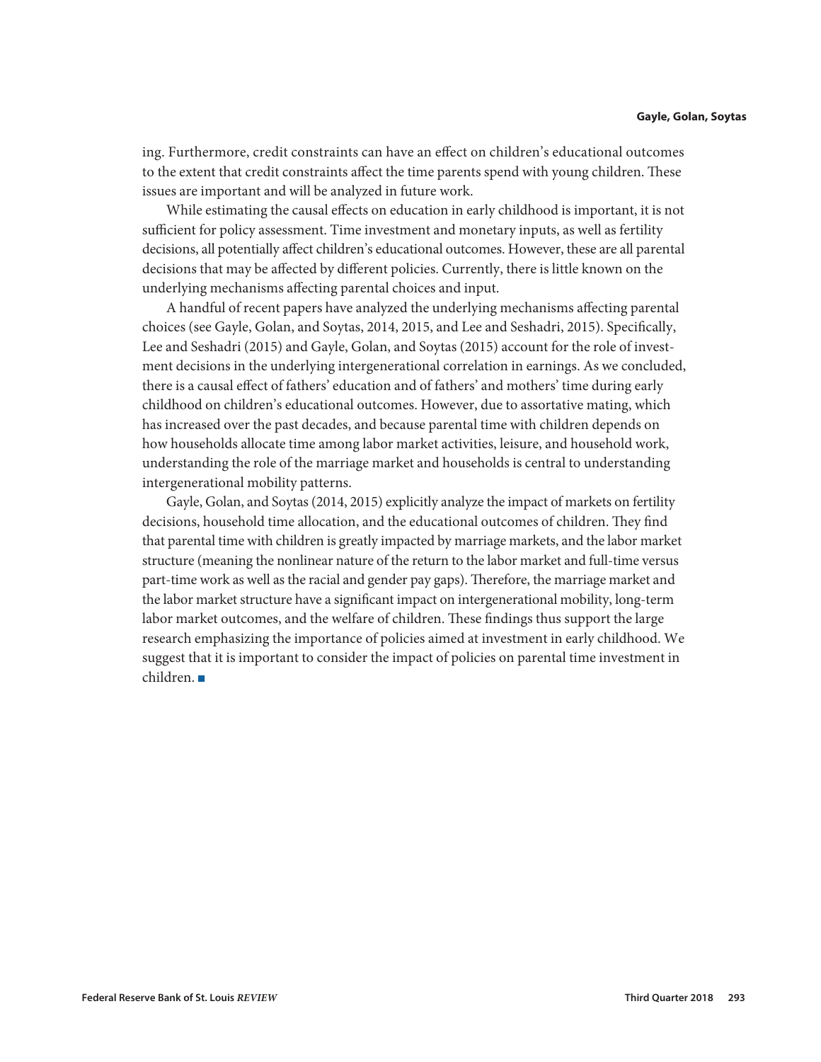ing. Furthermore, credit constraints can have an effect on children's educational outcomes to the extent that credit constraints affect the time parents spend with young children. These issues are important and will be analyzed in future work.

While estimating the causal effects on education in early childhood is important, it is not sufficient for policy assessment. Time investment and monetary inputs, as well as fertility decisions, all potentially affect children's educational outcomes. However, these are all parental decisions that may be affected by different policies. Currently, there is little known on the underlying mechanisms affecting parental choices and input.

A handful of recent papers have analyzed the underlying mechanisms affecting parental choices (see Gayle, Golan, and Soytas, 2014, 2015, and Lee and Seshadri, 2015). Specifically, Lee and Seshadri (2015) and Gayle, Golan, and Soytas (2015) account for the role of investment decisions in the underlying intergenerational correlation in earnings. As we concluded, there is a causal effect of fathers' education and of fathers' and mothers' time during early childhood on children's educational outcomes. However, due to assortative mating, which has increased over the past decades, and because parental time with children depends on how households allocate time among labor market activities, leisure, and household work, understanding the role of the marriage market and households is central to understanding intergenerational mobility patterns.

Gayle, Golan, and Soytas (2014, 2015) explicitly analyze the impact of markets on fertility decisions, household time allocation, and the educational outcomes of children. They find that parental time with children is greatly impacted by marriage markets, and the labor market structure (meaning the nonlinear nature of the return to the labor market and full-time versus part-time work as well as the racial and gender pay gaps). Therefore, the marriage market and the labor market structure have a significant impact on intergenerational mobility, long-term labor market outcomes, and the welfare of children. These findings thus support the large research emphasizing the importance of policies aimed at investment in early childhood. We suggest that it is important to consider the impact of policies on parental time investment in children. ■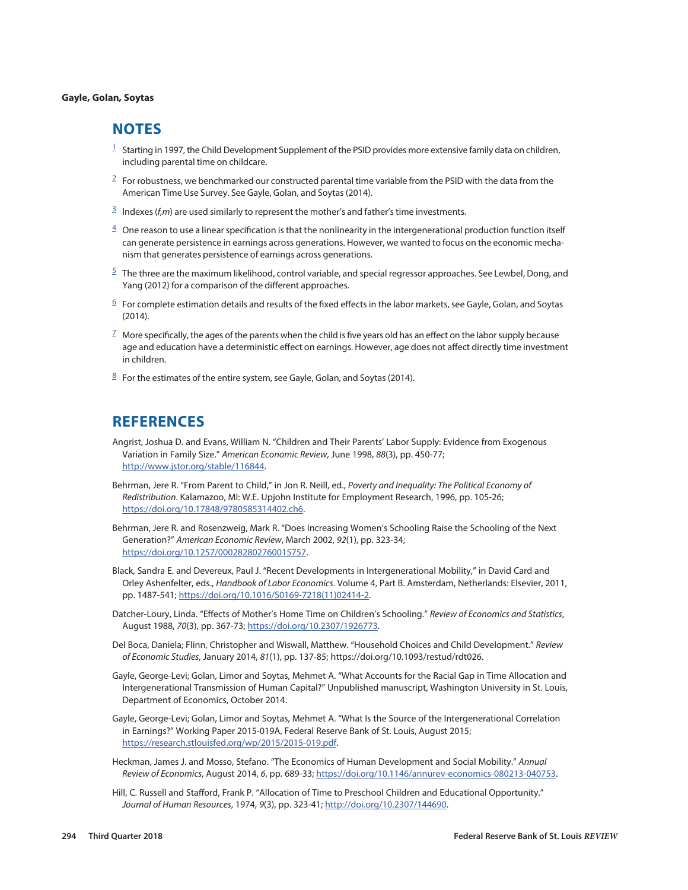## NOTES

[1] Starting in 1997, the Child Development Supplement of the PSID provides more extensive family data on children, including parental time on childcare.

[2] For robustness, we benchmarked our constructed parental time variable from the PSID with the data from the American Time Use Survey. See Gayle, Golan, and Soytas (2014).

[3] Indexes (*f,m*) are used similarly to represent the mother's and father's time investments.

[4] One reason to use a linear specification is that the nonlinearity in the intergenerational production function itself can generate persistence in earnings across generations. However, we wanted to focus on the economic mechanism that generates persistence of earnings across generations.

[5] The three are the maximum likelihood, control variable, and special regressor approaches. See Lewbel, Dong, and Yang (2012) for a comparison of the different approaches.

[6] For complete estimation details and results of the fixed effects in the labor markets, see Gayle, Golan, and Soytas (2014).

[7] More specifically, the ages of the parents when the child is five years old has an effect on the labor supply because age and education have a deterministic effect on earnings. However, age does not affect directly time investment in children.

[8] For the estimates of the entire system, see Gayle, Golan, and Soytas (2014).

## REFERENCES

Angrist, Joshua D. and Evans, William N. "Children and Their Parents' Labor Supply: Evidence from Exogenous Variation in Family Size." *American Economic Review*, June 1998, *88*(3), pp. 450-77; http://www.jstor.org/stable/116844.

Behrman, Jere R. "From Parent to Child," in Jon R. Neill, ed., *Poverty and Inequality: The Political Economy of Redistribution*. Kalamazoo, MI: W.E. Upjohn Institute for Employment Research, 1996, pp. 105-26; https://doi.org/10.17848/9780585314402.ch6.

Behrman, Jere R. and Rosenzweig, Mark R. "Does Increasing Women's Schooling Raise the Schooling of the Next Generation?" *American Economic Review*, March 2002, *92*(1), pp. 323-34; https://doi.org/10.1257/000282802760015757.

Black, Sandra E. and Devereux, Paul J. "Recent Developments in Intergenerational Mobility," in David Card and Orley Ashenfelter, eds., *Handbook of Labor Economics*. Volume 4, Part B. Amsterdam, Netherlands: Elsevier, 2011, pp. 1487-541; https://doi.org/10.1016/S0169-7218(11)02414-2.

Datcher-Loury, Linda. "Effects of Mother's Home Time on Children's Schooling." *Review of Economics and Statistics*, August 1988, *70*(3), pp. 367-73; https://doi.org/10.2307/1926773.

Del Boca, Daniela; Flinn, Christopher and Wiswall, Matthew. "Household Choices and Child Development." *Review of Economic Studies*, January 2014, *81*(1), pp. 137-85; https://doi.org/10.1093/restud/rdt026.

Gayle, George-Levi; Golan, Limor and Soytas, Mehmet A. "What Accounts for the Racial Gap in Time Allocation and Intergenerational Transmission of Human Capital?" Unpublished manuscript, Washington University in St. Louis, Department of Economics, October 2014.

Gayle, George-Levi; Golan, Limor and Soytas, Mehmet A. "What Is the Source of the Intergenerational Correlation in Earnings?" Working Paper 2015-019A, Federal Reserve Bank of St. Louis, August 2015; https://research.stlouisfed.org/wp/2015/2015-019.pdf.

Heckman, James J. and Mosso, Stefano. "The Economics of Human Development and Social Mobility." *Annual Review of Economics*, August 2014, *6*, pp. 689-33; https://doi.org/10.1146/annurev-economics-080213-040753.

Hill, C. Russell and Stafford, Frank P. "Allocation of Time to Preschool Children and Educational Opportunity." *Journal of Human Resources*, 1974, *9*(3), pp. 323-41; http://doi.org/10.2307/144690.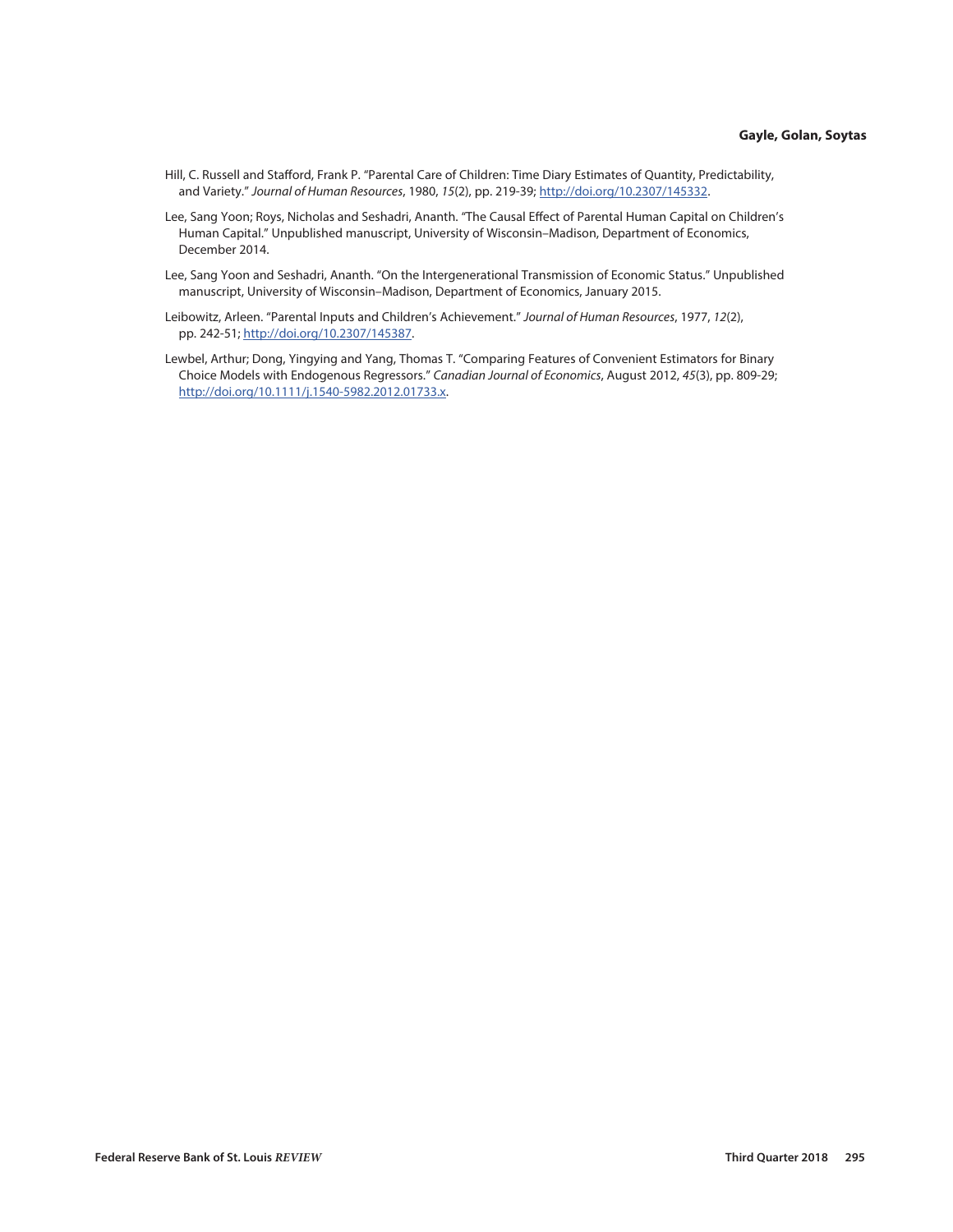Hill, C. Russell and Stafford, Frank P. "Parental Care of Children: Time Diary Estimates of Quantity, Predictability, and Variety." *Journal of Human Resources*, 1980, *15*(2), pp. 219-39; http://doi.org/10.2307/145332.

Lee, Sang Yoon; Roys, Nicholas and Seshadri, Ananth. "The Causal Effect of Parental Human Capital on Children's Human Capital." Unpublished manuscript, University of Wisconsin–Madison, Department of Economics, December 2014.

Lee, Sang Yoon and Seshadri, Ananth. "On the Intergenerational Transmission of Economic Status." Unpublished manuscript, University of Wisconsin–Madison, Department of Economics, January 2015.

Leibowitz, Arleen. "Parental Inputs and Children's Achievement." *Journal of Human Resources*, 1977, *12*(2), pp. 242-51; http://doi.org/10.2307/145387.

Lewbel, Arthur; Dong, Yingying and Yang, Thomas T. "Comparing Features of Convenient Estimators for Binary Choice Models with Endogenous Regressors." *Canadian Journal of Economics*, August 2012, *45*(3), pp. 809-29; http://doi.org/10.1111/j.1540-5982.2012.01733.x.